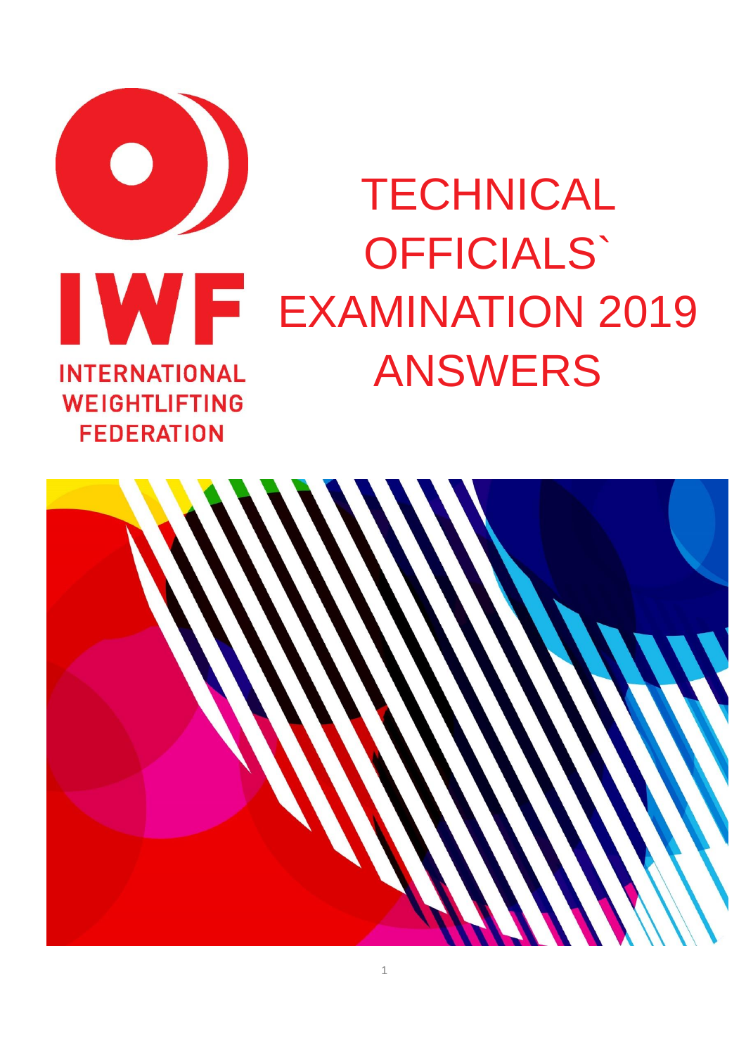INTERNATIONAL WEIGHTLIFTING FEDERATION

# TECHNICAL OFFICIALS` EXAMINATION 2019 ANSWERS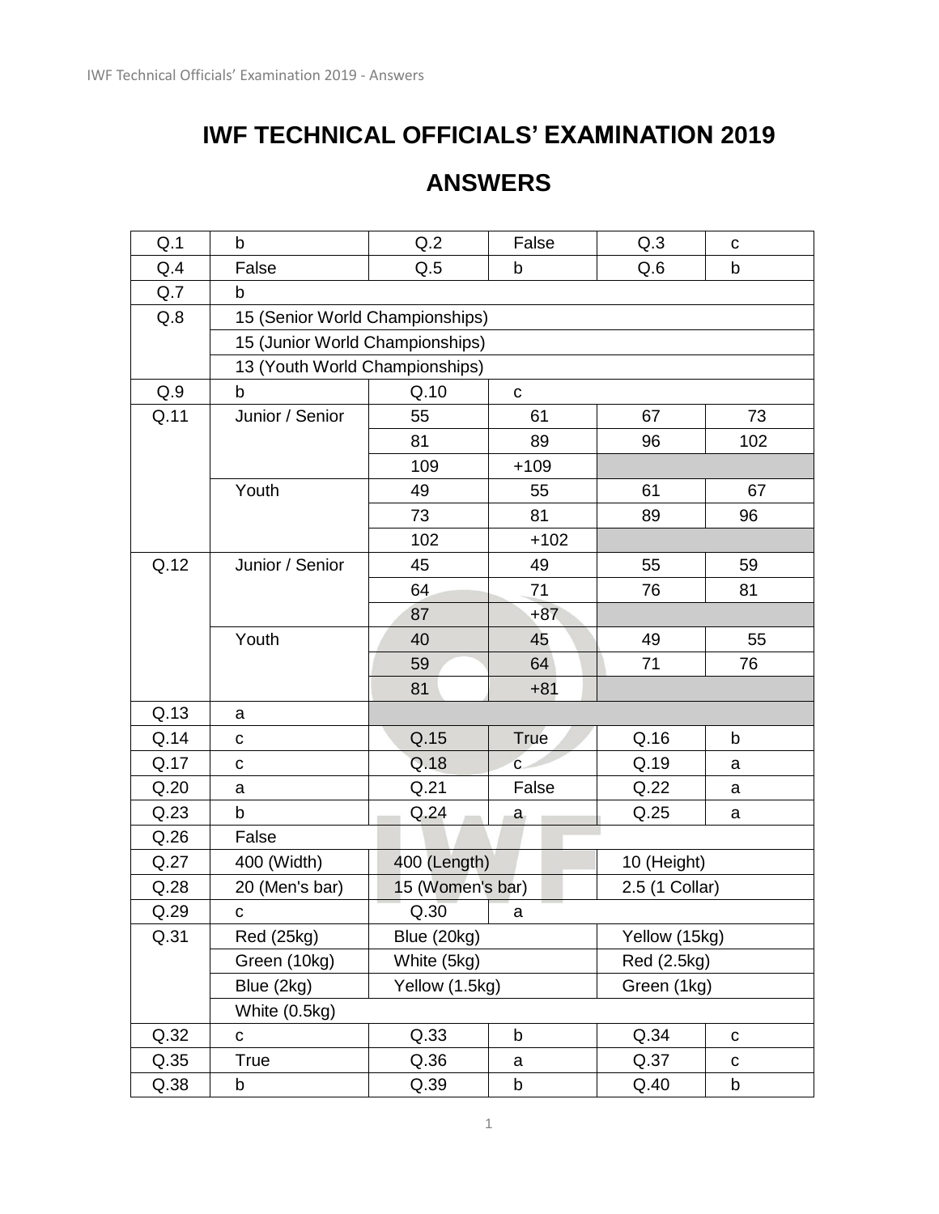# IWF TECHNICAL OFFICIALS' EXAMINATION 2019

# ANSWERS

| | | | | | |
|---|---|---|---|---|---|
| Q.1 | b | Q.2 | False | Q.3 | c |
| Q.4 | False | Q.5 | b | Q.6 | b |
| Q.7 | b | | | | |
| Q.8 | 15 (Senior World Championships) | | | | |
| | 15 (Junior World Championships) | | | | |
| | 13 (Youth World Championships) | | | | |
| Q.9 | b | Q.10 | c | | |
| Q.11 | Junior / Senior | 55 | 61 | 67 | 73 |
| | | 81 | 89 | 96 | 102 |
| | | 109 | +109 | | |
| | Youth | 49 | 55 | 61 | 67 |
| | | 73 | 81 | 89 | 96 |
| | | 102 | +102 | | |
| Q.12 | Junior / Senior | 45 | 49 | 55 | 59 |
| | | 64 | 71 | 76 | 81 |
| | | 87 | +87 | | |
| | Youth | 40 | 45 | 49 | 55 |
| | | 59 | 64 | 71 | 76 |
| | | 81 | +81 | | |
| Q.13 | a | | | | |
| Q.14 | c | Q.15 | True | Q.16 | b |
| Q.17 | c | Q.18 | c | Q.19 | a |
| Q.20 | a | Q.21 | False | Q.22 | a |
| Q.23 | b | Q.24 | a | Q.25 | a |
| Q.26 | False | | | | |
| Q.27 | 400 (Width) | 400 (Length) | | 10 (Height) | |
| Q.28 | 20 (Men's bar) | 15 (Women's bar) | | 2.5 (1 Collar) | |
| Q.29 | c | Q.30 | a | | |
| Q.31 | Red (25kg) | Blue (20kg) | | Yellow (15kg) | |
| | Green (10kg) | White (5kg) | | Red (2.5kg) | |
| | Blue (2kg) | Yellow (1.5kg) | | Green (1kg) | |
| | White (0.5kg) | | | | |
| Q.32 | c | Q.33 | b | Q.34 | c |
| Q.35 | True | Q.36 | a | Q.37 | c |
| Q.38 | b | Q.39 | b | Q.40 | b |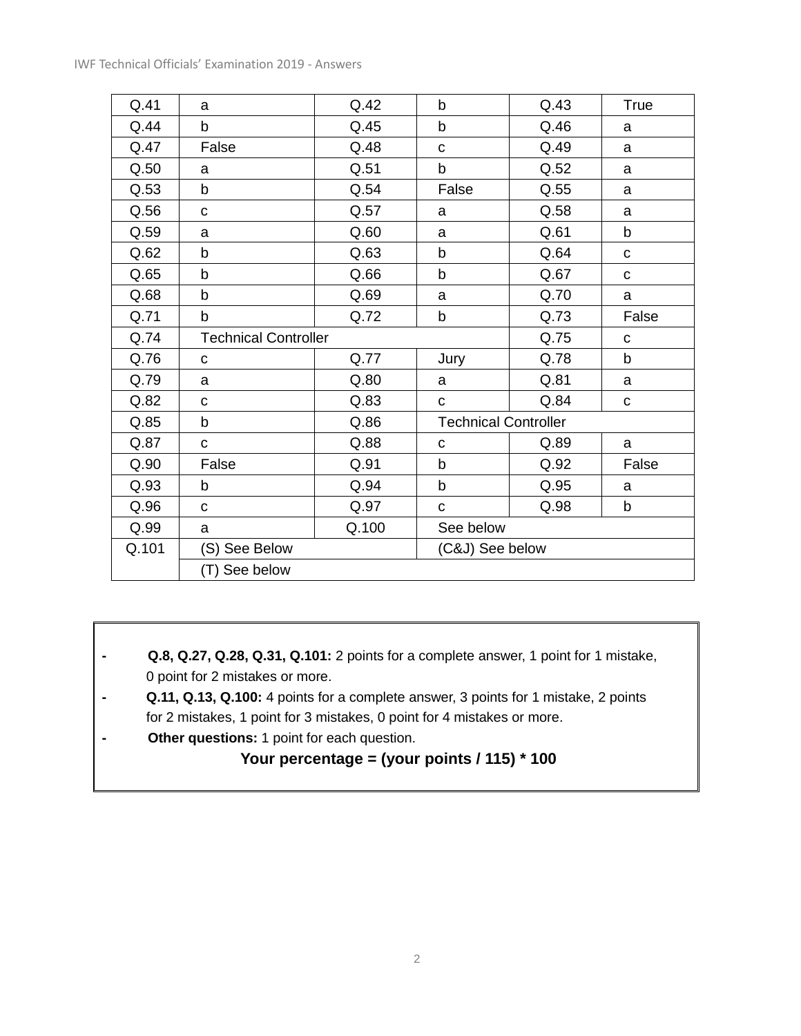| | | | | | |
|---|---|---|---|---|---|
| Q.41 | a | Q.42 | b | Q.43 | True |
| Q.44 | b | Q.45 | b | Q.46 | a |
| Q.47 | False | Q.48 | c | Q.49 | a |
| Q.50 | a | Q.51 | b | Q.52 | a |
| Q.53 | b | Q.54 | False | Q.55 | a |
| Q.56 | c | Q.57 | a | Q.58 | a |
| Q.59 | a | Q.60 | a | Q.61 | b |
| Q.62 | b | Q.63 | b | Q.64 | c |
| Q.65 | b | Q.66 | b | Q.67 | c |
| Q.68 | b | Q.69 | a | Q.70 | a |
| Q.71 | b | Q.72 | b | Q.73 | False |
| Q.74 | Technical Controller | | | Q.75 | c |
| Q.76 | c | Q.77 | Jury | Q.78 | b |
| Q.79 | a | Q.80 | a | Q.81 | a |
| Q.82 | c | Q.83 | c | Q.84 | c |
| Q.85 | b | Q.86 | Technical Controller | | |
| Q.87 | c | Q.88 | c | Q.89 | a |
| Q.90 | False | Q.91 | b | Q.92 | False |
| Q.93 | b | Q.94 | b | Q.95 | a |
| Q.96 | c | Q.97 | c | Q.98 | b |
| Q.99 | a | Q.100 | See below | | |
| Q.101 | (S) See Below | | (C&J) See below | | |
| | (T) See below | | | | |

- **Q.8, Q.27, Q.28, Q.31, Q.101:** 2 points for a complete answer, 1 point for 1 mistake, 0 point for 2 mistakes or more.
- **Q.11, Q.13, Q.100:** 4 points for a complete answer, 3 points for 1 mistake, 2 points for 2 mistakes, 1 point for 3 mistakes, 0 point for 4 mistakes or more.
- **Other questions:** 1 point for each question.

**Your percentage = (your points / 115) * 100**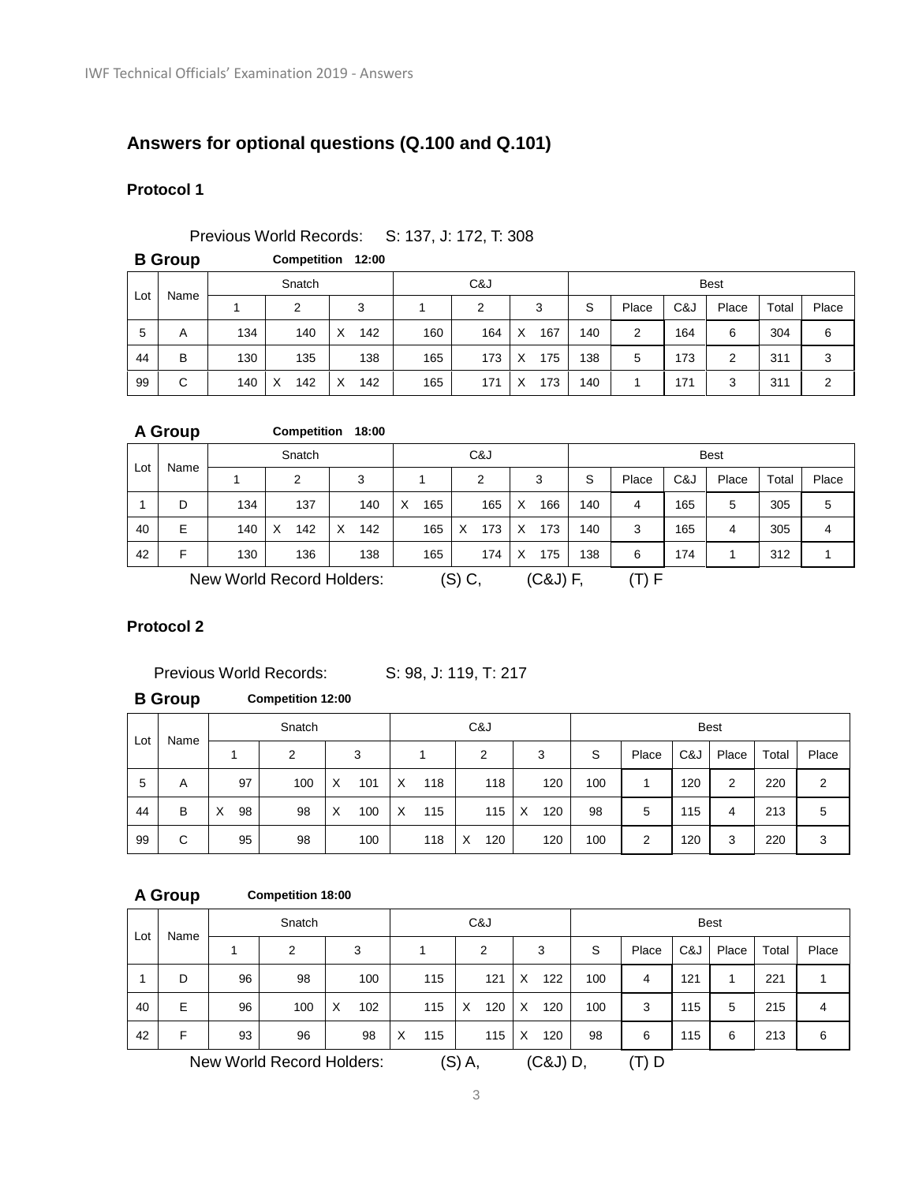## Answers for optional questions (Q.100 and Q.101)

### Protocol 1

Previous World Records: S: 137, J: 172, T: 308

**B Group** **Competition 12:00**

| Lot | Name | Snatch | | | C&J | | | Best | | | | | |
|---|---|---|---|---|---|---|---|---|---|---|---|---|---|
| | | 1 | 2 | 3 | 1 | 2 | 3 | S | Place | C&J | Place | Total | Place |
| 5 | A | 134 | 140 | X 142 | 160 | 164 | X 167 | 140 | 2 | 164 | 6 | 304 | 6 |
| 44 | B | 130 | 135 | 138 | 165 | 173 | X 175 | 138 | 5 | 173 | 2 | 311 | 3 |
| 99 | C | 140 | X 142 | X 142 | 165 | 171 | X 173 | 140 | 1 | 171 | 3 | 311 | 2 |

**A Group** **Competition 18:00**

| Lot | Name | Snatch | | | C&J | | | Best | | | | | |
|---|---|---|---|---|---|---|---|---|---|---|---|---|---|
| | | 1 | 2 | 3 | 1 | 2 | 3 | S | Place | C&J | Place | Total | Place |
| 1 | D | 134 | 137 | 140 | X 165 | 165 | X 166 | 140 | 4 | 165 | 5 | 305 | 5 |
| 40 | E | 140 | X 142 | X 142 | 165 | X 173 | X 173 | 140 | 3 | 165 | 4 | 305 | 4 |
| 42 | F | 130 | 136 | 138 | 165 | 174 | X 175 | 138 | 6 | 174 | 1 | 312 | 1 |

New World Record Holders: (S) C, (C&J) F, (T) F

### Protocol 2

Previous World Records: S: 98, J: 119, T: 217

**B Group** **Competition 12:00**

| Lot | Name | Snatch | | | C&J | | | Best | | | | | |
|---|---|---|---|---|---|---|---|---|---|---|---|---|---|
| | | 1 | 2 | 3 | 1 | 2 | 3 | S | Place | C&J | Place | Total | Place |
| 5 | A | 97 | 100 | X 101 | X 118 | 118 | 120 | 100 | 1 | 120 | 2 | 220 | 2 |
| 44 | B | X 98 | 98 | X 100 | X 115 | 115 | X 120 | 98 | 5 | 115 | 4 | 213 | 5 |
| 99 | C | 95 | 98 | 100 | 118 | X 120 | 120 | 100 | 2 | 120 | 3 | 220 | 3 |

**A Group** **Competition 18:00**

| Lot | Name | Snatch | | | C&J | | | Best | | | | | |
|---|---|---|---|---|---|---|---|---|---|---|---|---|---|
| | | 1 | 2 | 3 | 1 | 2 | 3 | S | Place | C&J | Place | Total | Place |
| 1 | D | 96 | 98 | 100 | 115 | 121 | X 122 | 100 | 4 | 121 | 1 | 221 | 1 |
| 40 | E | 96 | 100 | X 102 | 115 | X 120 | X 120 | 100 | 3 | 115 | 5 | 215 | 4 |
| 42 | F | 93 | 96 | 98 | X 115 | 115 | X 120 | 98 | 6 | 115 | 6 | 213 | 6 |

New World Record Holders: (S) A, (C&J) D, (T) D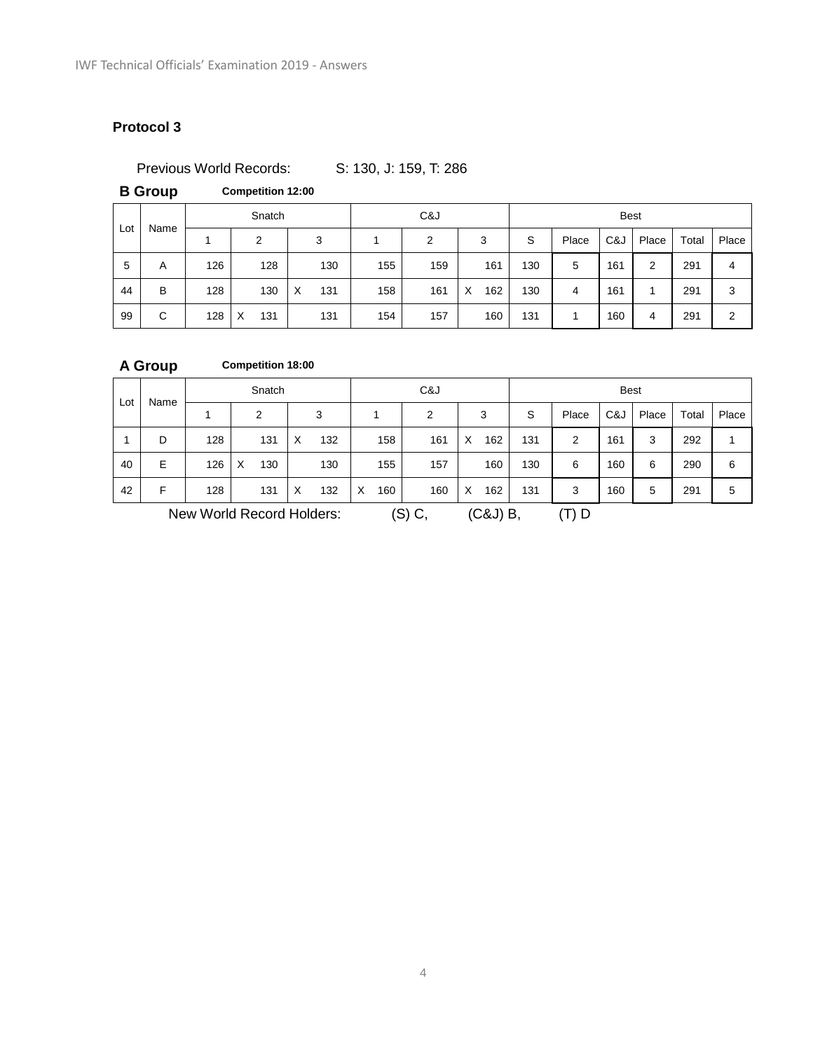### Protocol 3

Previous World Records: S: 130, J: 159, T: 286

**B Group** **Competition 12:00**

| Lot | Name | Snatch | | | C&J | | | Best | | | | | |
|---|---|---|---|---|---|---|---|---|---|---|---|---|---|
| | | 1 | 2 | 3 | 1 | 2 | 3 | S | Place | C&J | Place | Total | Place |
| 5 | A | 126 | 128 | 130 | 155 | 159 | 161 | 130 | 5 | 161 | 2 | 291 | 4 |
| 44 | B | 128 | 130 | X 131 | 158 | 161 | X 162 | 130 | 4 | 161 | 1 | 291 | 3 |
| 99 | C | 128 | X 131 | 131 | 154 | 157 | 160 | 131 | 1 | 160 | 4 | 291 | 2 |

**A Group** **Competition 18:00**

| Lot | Name | Snatch | | | C&J | | | Best | | | | | |
|---|---|---|---|---|---|---|---|---|---|---|---|---|---|
| | | 1 | 2 | 3 | 1 | 2 | 3 | S | Place | C&J | Place | Total | Place |
| 1 | D | 128 | 131 | X 132 | 158 | 161 | X 162 | 131 | 2 | 161 | 3 | 292 | 1 |
| 40 | E | 126 | X 130 | 130 | 155 | 157 | 160 | 130 | 6 | 160 | 6 | 290 | 6 |
| 42 | F | 128 | 131 | X 132 | X 160 | 160 | X 162 | 131 | 3 | 160 | 5 | 291 | 5 |

New World Record Holders: (S) C, (C&J) B, (T) D